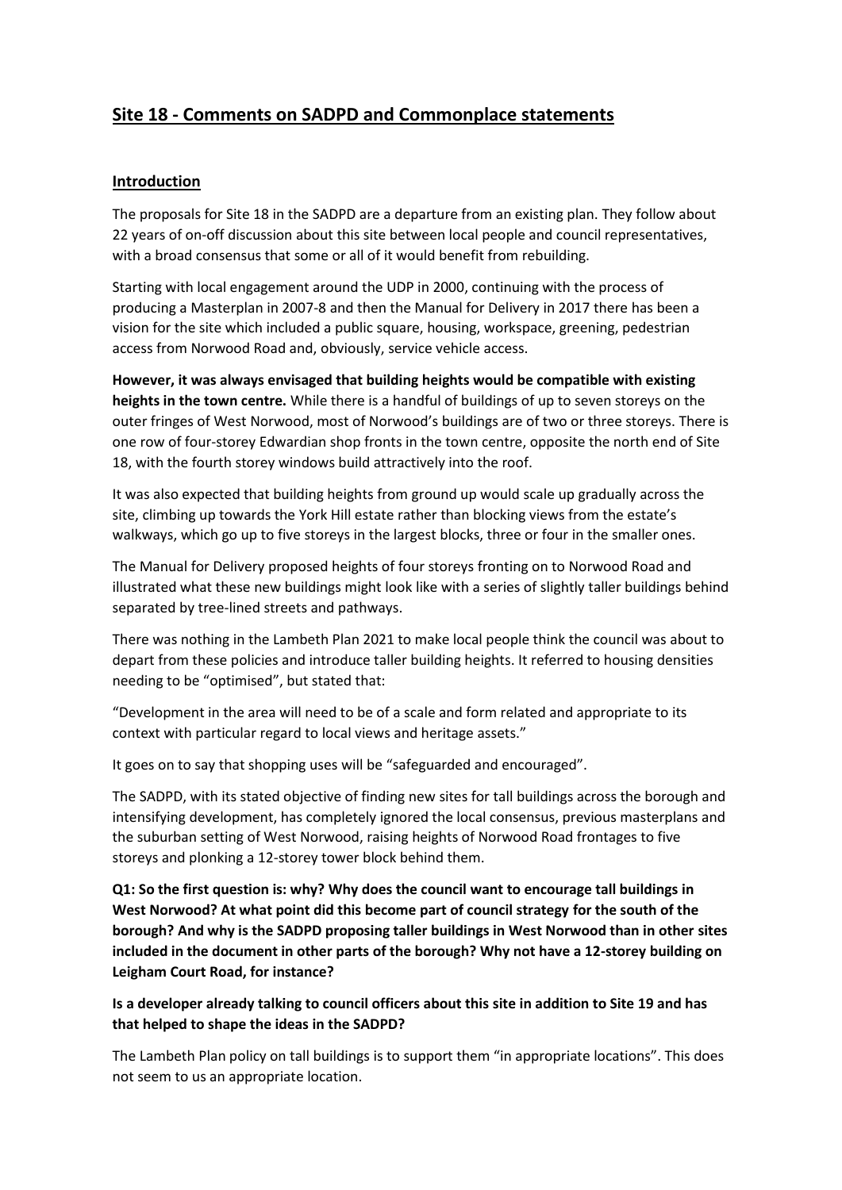# Site 18 - Comments on SADPD and Commonplace statements

## Introduction

The proposals for Site 18 in the SADPD are a departure from an existing plan. They follow about 22 years of on-off discussion about this site between local people and council representatives, with a broad consensus that some or all of it would benefit from rebuilding.

Starting with local engagement around the UDP in 2000, continuing with the process of producing a Masterplan in 2007-8 and then the Manual for Delivery in 2017 there has been a vision for the site which included a public square, housing, workspace, greening, pedestrian access from Norwood Road and, obviously, service vehicle access.

**However, it was always envisaged that building heights would be compatible with existing heights in the town centre.** While there is a handful of buildings of up to seven storeys on the outer fringes of West Norwood, most of Norwood's buildings are of two or three storeys. There is one row of four-storey Edwardian shop fronts in the town centre, opposite the north end of Site 18, with the fourth storey windows build attractively into the roof.

It was also expected that building heights from ground up would scale up gradually across the site, climbing up towards the York Hill estate rather than blocking views from the estate's walkways, which go up to five storeys in the largest blocks, three or four in the smaller ones.

The Manual for Delivery proposed heights of four storeys fronting on to Norwood Road and illustrated what these new buildings might look like with a series of slightly taller buildings behind separated by tree-lined streets and pathways.

There was nothing in the Lambeth Plan 2021 to make local people think the council was about to depart from these policies and introduce taller building heights. It referred to housing densities needing to be "optimised", but stated that:

"Development in the area will need to be of a scale and form related and appropriate to its context with particular regard to local views and heritage assets."

It goes on to say that shopping uses will be "safeguarded and encouraged".

The SADPD, with its stated objective of finding new sites for tall buildings across the borough and intensifying development, has completely ignored the local consensus, previous masterplans and the suburban setting of West Norwood, raising heights of Norwood Road frontages to five storeys and plonking a 12-storey tower block behind them.

**Q1: So the first question is: why? Why does the council want to encourage tall buildings in West Norwood? At what point did this become part of council strategy for the south of the borough? And why is the SADPD proposing taller buildings in West Norwood than in other sites included in the document in other parts of the borough? Why not have a 12-storey building on Leigham Court Road, for instance?**

**Is a developer already talking to council officers about this site in addition to Site 19 and has that helped to shape the ideas in the SADPD?**

The Lambeth Plan policy on tall buildings is to support them "in appropriate locations". This does not seem to us an appropriate location.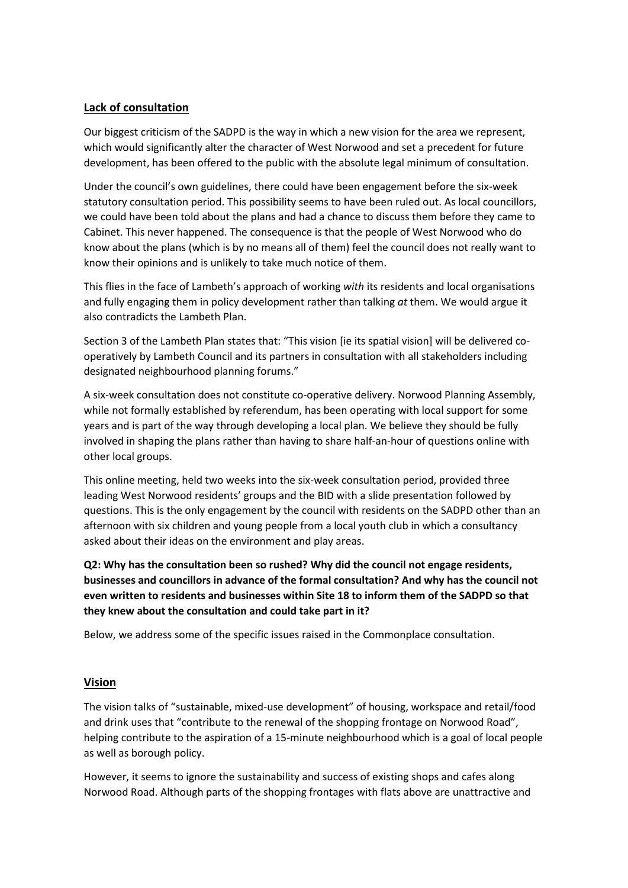## Lack of consultation

Our biggest criticism of the SADPD is the way in which a new vision for the area we represent, which would significantly alter the character of West Norwood and set a precedent for future development, has been offered to the public with the absolute legal minimum of consultation.

Under the council's own guidelines, there could have been engagement before the six-week statutory consultation period. This possibility seems to have been ruled out. As local councillors, we could have been told about the plans and had a chance to discuss them before they came to Cabinet. This never happened. The consequence is that the people of West Norwood who do know about the plans (which is by no means all of them) feel the council does not really want to know their opinions and is unlikely to take much notice of them.

This flies in the face of Lambeth's approach of working *with* its residents and local organisations and fully engaging them in policy development rather than talking *at* them. We would argue it also contradicts the Lambeth Plan.

Section 3 of the Lambeth Plan states that: "This vision [ie its spatial vision] will be delivered co-operatively by Lambeth Council and its partners in consultation with all stakeholders including designated neighbourhood planning forums."

A six-week consultation does not constitute co-operative delivery. Norwood Planning Assembly, while not formally established by referendum, has been operating with local support for some years and is part of the way through developing a local plan. We believe they should be fully involved in shaping the plans rather than having to share half-an-hour of questions online with other local groups.

This online meeting, held two weeks into the six-week consultation period, provided three leading West Norwood residents' groups and the BID with a slide presentation followed by questions. This is the only engagement by the council with residents on the SADPD other than an afternoon with six children and young people from a local youth club in which a consultancy asked about their ideas on the environment and play areas.

**Q2: Why has the consultation been so rushed? Why did the council not engage residents, businesses and councillors in advance of the formal consultation? And why has the council not even written to residents and businesses within Site 18 to inform them of the SADPD so that they knew about the consultation and could take part in it?**

Below, we address some of the specific issues raised in the Commonplace consultation.

## Vision

The vision talks of "sustainable, mixed-use development" of housing, workspace and retail/food and drink uses that "contribute to the renewal of the shopping frontage on Norwood Road", helping contribute to the aspiration of a 15-minute neighbourhood which is a goal of local people as well as borough policy.

However, it seems to ignore the sustainability and success of existing shops and cafes along Norwood Road. Although parts of the shopping frontages with flats above are unattractive and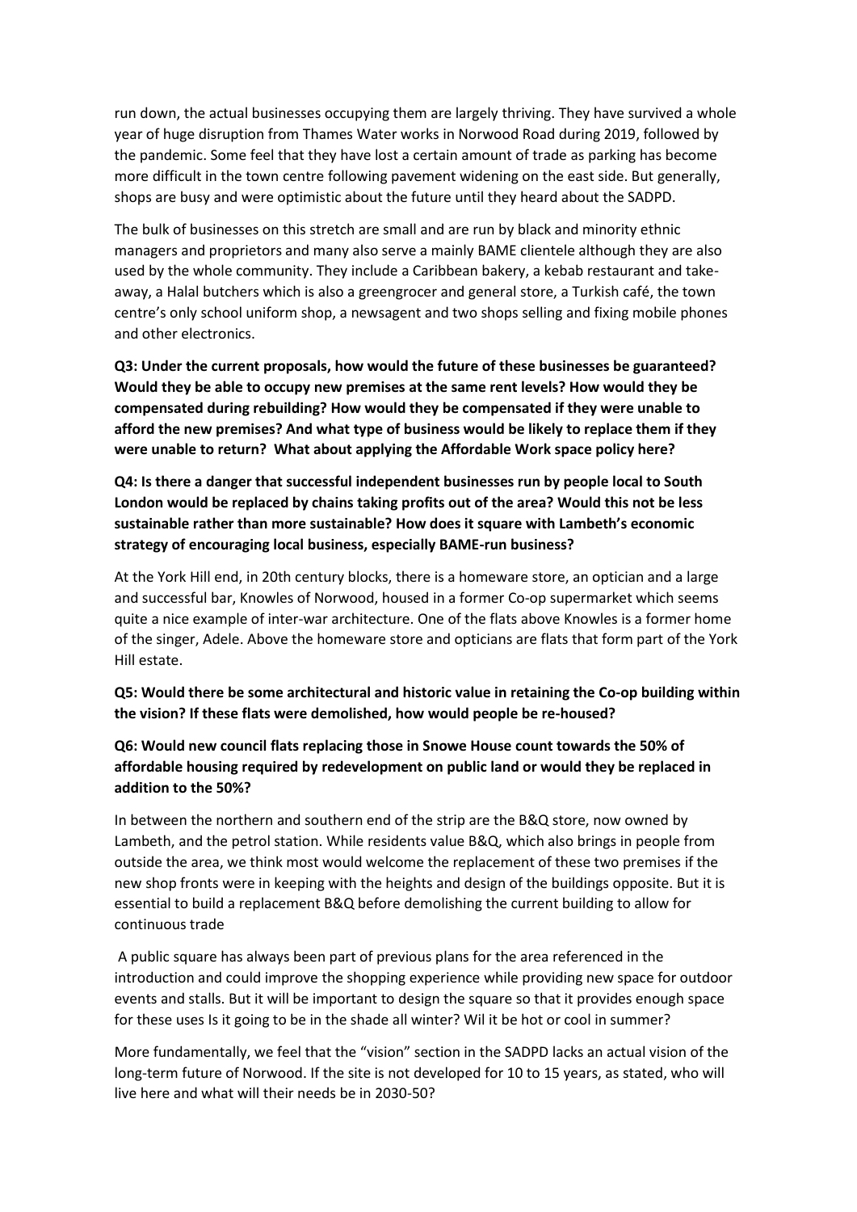run down, the actual businesses occupying them are largely thriving. They have survived a whole year of huge disruption from Thames Water works in Norwood Road during 2019, followed by the pandemic. Some feel that they have lost a certain amount of trade as parking has become more difficult in the town centre following pavement widening on the east side. But generally, shops are busy and were optimistic about the future until they heard about the SADPD.

The bulk of businesses on this stretch are small and are run by black and minority ethnic managers and proprietors and many also serve a mainly BAME clientele although they are also used by the whole community. They include a Caribbean bakery, a kebab restaurant and take-away, a Halal butchers which is also a greengrocer and general store, a Turkish café, the town centre's only school uniform shop, a newsagent and two shops selling and fixing mobile phones and other electronics.

**Q3: Under the current proposals, how would the future of these businesses be guaranteed? Would they be able to occupy new premises at the same rent levels? How would they be compensated during rebuilding? How would they be compensated if they were unable to afford the new premises? And what type of business would be likely to replace them if they were unable to return? What about applying the Affordable Work space policy here?**

**Q4: Is there a danger that successful independent businesses run by people local to South London would be replaced by chains taking profits out of the area? Would this not be less sustainable rather than more sustainable? How does it square with Lambeth's economic strategy of encouraging local business, especially BAME-run business?**

At the York Hill end, in 20th century blocks, there is a homeware store, an optician and a large and successful bar, Knowles of Norwood, housed in a former Co-op supermarket which seems quite a nice example of inter-war architecture. One of the flats above Knowles is a former home of the singer, Adele. Above the homeware store and opticians are flats that form part of the York Hill estate.

**Q5: Would there be some architectural and historic value in retaining the Co-op building within the vision? If these flats were demolished, how would people be re-housed?**

**Q6: Would new council flats replacing those in Snowe House count towards the 50% of affordable housing required by redevelopment on public land or would they be replaced in addition to the 50%?**

In between the northern and southern end of the strip are the B&Q store, now owned by Lambeth, and the petrol station. While residents value B&Q, which also brings in people from outside the area, we think most would welcome the replacement of these two premises if the new shop fronts were in keeping with the heights and design of the buildings opposite. But it is essential to build a replacement B&Q before demolishing the current building to allow for continuous trade

A public square has always been part of previous plans for the area referenced in the introduction and could improve the shopping experience while providing new space for outdoor events and stalls. But it will be important to design the square so that it provides enough space for these uses Is it going to be in the shade all winter? Wil it be hot or cool in summer?

More fundamentally, we feel that the "vision" section in the SADPD lacks an actual vision of the long-term future of Norwood. If the site is not developed for 10 to 15 years, as stated, who will live here and what will their needs be in 2030-50?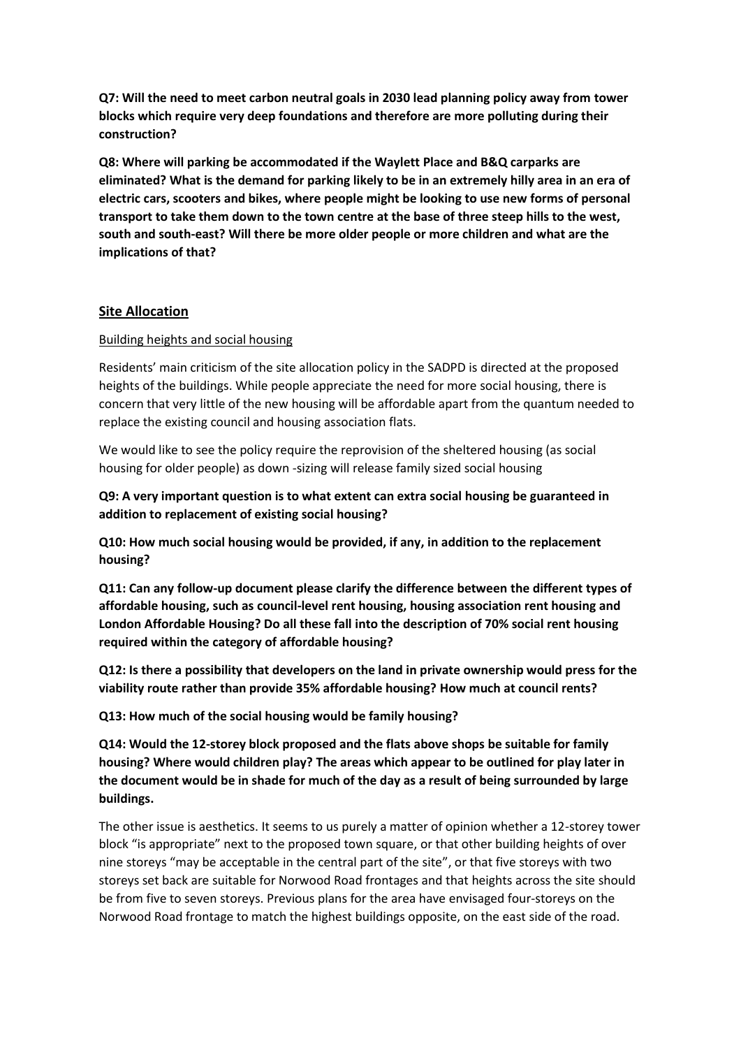**Q7: Will the need to meet carbon neutral goals in 2030 lead planning policy away from tower blocks which require very deep foundations and therefore are more polluting during their construction?**

**Q8: Where will parking be accommodated if the Waylett Place and B&Q carparks are eliminated? What is the demand for parking likely to be in an extremely hilly area in an era of electric cars, scooters and bikes, where people might be looking to use new forms of personal transport to take them down to the town centre at the base of three steep hills to the west, south and south-east? Will there be more older people or more children and what are the implications of that?**

## Site Allocation

### Building heights and social housing

Residents' main criticism of the site allocation policy in the SADPD is directed at the proposed heights of the buildings. While people appreciate the need for more social housing, there is concern that very little of the new housing will be affordable apart from the quantum needed to replace the existing council and housing association flats.

We would like to see the policy require the reprovision of the sheltered housing (as social housing for older people) as down -sizing will release family sized social housing

**Q9: A very important question is to what extent can extra social housing be guaranteed in addition to replacement of existing social housing?**

**Q10: How much social housing would be provided, if any, in addition to the replacement housing?**

**Q11: Can any follow-up document please clarify the difference between the different types of affordable housing, such as council-level rent housing, housing association rent housing and London Affordable Housing? Do all these fall into the description of 70% social rent housing required within the category of affordable housing?**

**Q12: Is there a possibility that developers on the land in private ownership would press for the viability route rather than provide 35% affordable housing? How much at council rents?**

**Q13: How much of the social housing would be family housing?**

**Q14: Would the 12-storey block proposed and the flats above shops be suitable for family housing? Where would children play? The areas which appear to be outlined for play later in the document would be in shade for much of the day as a result of being surrounded by large buildings.**

The other issue is aesthetics. It seems to us purely a matter of opinion whether a 12-storey tower block "is appropriate" next to the proposed town square, or that other building heights of over nine storeys "may be acceptable in the central part of the site", or that five storeys with two storeys set back are suitable for Norwood Road frontages and that heights across the site should be from five to seven storeys. Previous plans for the area have envisaged four-storeys on the Norwood Road frontage to match the highest buildings opposite, on the east side of the road.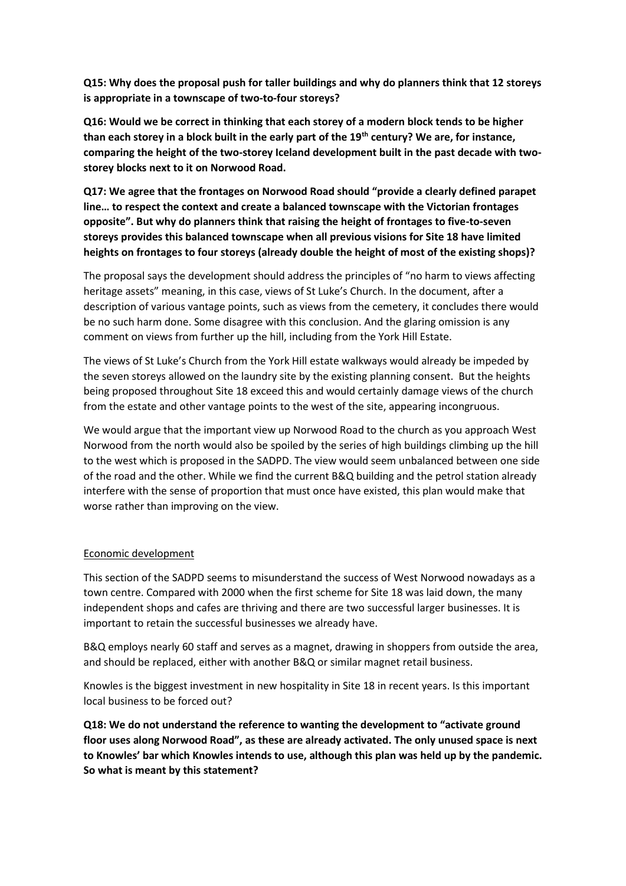**Q15: Why does the proposal push for taller buildings and why do planners think that 12 storeys is appropriate in a townscape of two-to-four storeys?**

**Q16: Would we be correct in thinking that each storey of a modern block tends to be higher than each storey in a block built in the early part of the 19th century? We are, for instance, comparing the height of the two-storey Iceland development built in the past decade with two-storey blocks next to it on Norwood Road.**

**Q17: We agree that the frontages on Norwood Road should "provide a clearly defined parapet line… to respect the context and create a balanced townscape with the Victorian frontages opposite". But why do planners think that raising the height of frontages to five-to-seven storeys provides this balanced townscape when all previous visions for Site 18 have limited heights on frontages to four storeys (already double the height of most of the existing shops)?**

The proposal says the development should address the principles of "no harm to views affecting heritage assets" meaning, in this case, views of St Luke's Church. In the document, after a description of various vantage points, such as views from the cemetery, it concludes there would be no such harm done. Some disagree with this conclusion. And the glaring omission is any comment on views from further up the hill, including from the York Hill Estate.

The views of St Luke's Church from the York Hill estate walkways would already be impeded by the seven storeys allowed on the laundry site by the existing planning consent. But the heights being proposed throughout Site 18 exceed this and would certainly damage views of the church from the estate and other vantage points to the west of the site, appearing incongruous.

We would argue that the important view up Norwood Road to the church as you approach West Norwood from the north would also be spoiled by the series of high buildings climbing up the hill to the west which is proposed in the SADPD. The view would seem unbalanced between one side of the road and the other. While we find the current B&Q building and the petrol station already interfere with the sense of proportion that must once have existed, this plan would make that worse rather than improving on the view.

## Economic development

This section of the SADPD seems to misunderstand the success of West Norwood nowadays as a town centre. Compared with 2000 when the first scheme for Site 18 was laid down, the many independent shops and cafes are thriving and there are two successful larger businesses. It is important to retain the successful businesses we already have.

B&Q employs nearly 60 staff and serves as a magnet, drawing in shoppers from outside the area, and should be replaced, either with another B&Q or similar magnet retail business.

Knowles is the biggest investment in new hospitality in Site 18 in recent years. Is this important local business to be forced out?

**Q18: We do not understand the reference to wanting the development to "activate ground floor uses along Norwood Road", as these are already activated. The only unused space is next to Knowles' bar which Knowles intends to use, although this plan was held up by the pandemic. So what is meant by this statement?**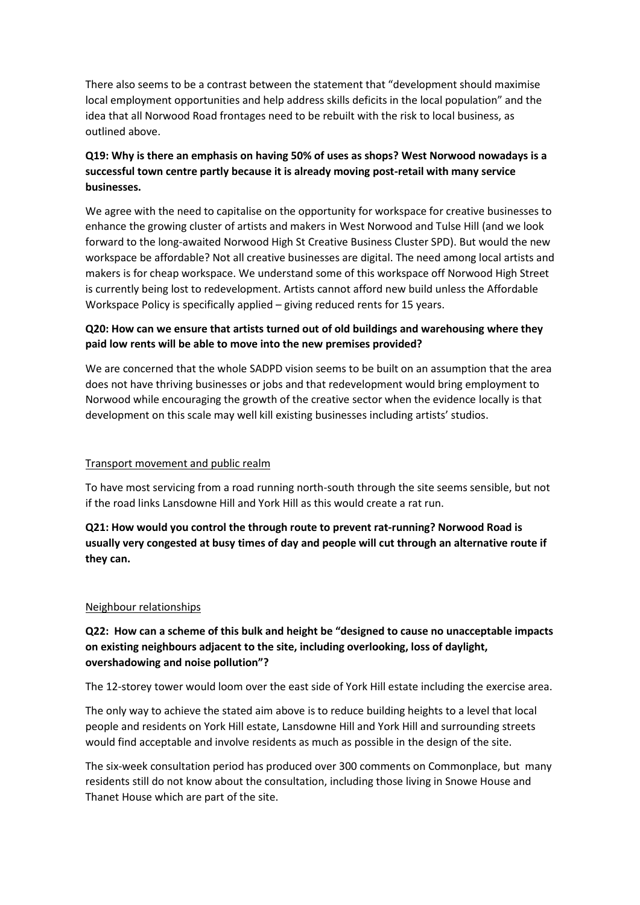There also seems to be a contrast between the statement that "development should maximise local employment opportunities and help address skills deficits in the local population" and the idea that all Norwood Road frontages need to be rebuilt with the risk to local business, as outlined above.

**Q19: Why is there an emphasis on having 50% of uses as shops? West Norwood nowadays is a successful town centre partly because it is already moving post-retail with many service businesses.**

We agree with the need to capitalise on the opportunity for workspace for creative businesses to enhance the growing cluster of artists and makers in West Norwood and Tulse Hill (and we look forward to the long-awaited Norwood High St Creative Business Cluster SPD). But would the new workspace be affordable? Not all creative businesses are digital. The need among local artists and makers is for cheap workspace. We understand some of this workspace off Norwood High Street is currently being lost to redevelopment. Artists cannot afford new build unless the Affordable Workspace Policy is specifically applied – giving reduced rents for 15 years.

**Q20: How can we ensure that artists turned out of old buildings and warehousing where they paid low rents will be able to move into the new premises provided?**

We are concerned that the whole SADPD vision seems to be built on an assumption that the area does not have thriving businesses or jobs and that redevelopment would bring employment to Norwood while encouraging the growth of the creative sector when the evidence locally is that development on this scale may well kill existing businesses including artists' studios.

<u>Transport movement and public realm</u>

To have most servicing from a road running north-south through the site seems sensible, but not if the road links Lansdowne Hill and York Hill as this would create a rat run.

**Q21: How would you control the through route to prevent rat-running? Norwood Road is usually very congested at busy times of day and people will cut through an alternative route if they can.**

<u>Neighbour relationships</u>

**Q22: How can a scheme of this bulk and height be "designed to cause no unacceptable impacts on existing neighbours adjacent to the site, including overlooking, loss of daylight, overshadowing and noise pollution"?**

The 12-storey tower would loom over the east side of York Hill estate including the exercise area.

The only way to achieve the stated aim above is to reduce building heights to a level that local people and residents on York Hill estate, Lansdowne Hill and York Hill and surrounding streets would find acceptable and involve residents as much as possible in the design of the site.

The six-week consultation period has produced over 300 comments on Commonplace, but many residents still do not know about the consultation, including those living in Snowe House and Thanet House which are part of the site.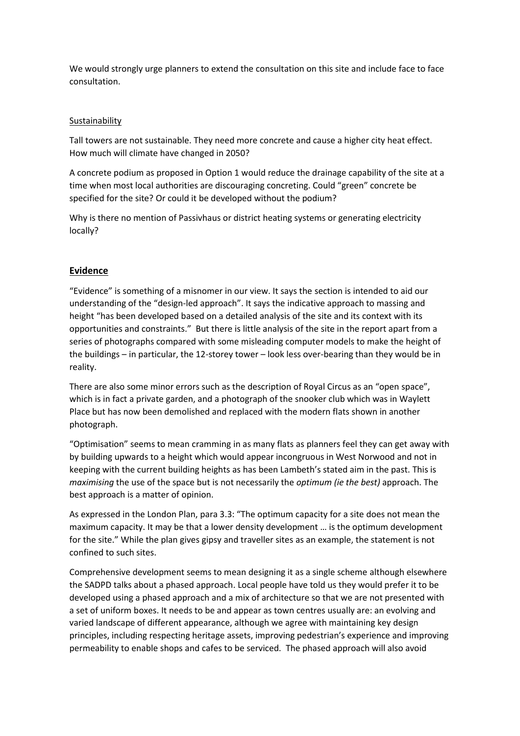We would strongly urge planners to extend the consultation on this site and include face to face consultation.

Sustainability

Tall towers are not sustainable. They need more concrete and cause a higher city heat effect. How much will climate have changed in 2050?

A concrete podium as proposed in Option 1 would reduce the drainage capability of the site at a time when most local authorities are discouraging concreting. Could "green" concrete be specified for the site? Or could it be developed without the podium?

Why is there no mention of Passivhaus or district heating systems or generating electricity locally?

## Evidence

"Evidence" is something of a misnomer in our view. It says the section is intended to aid our understanding of the "design-led approach". It says the indicative approach to massing and height "has been developed based on a detailed analysis of the site and its context with its opportunities and constraints." But there is little analysis of the site in the report apart from a series of photographs compared with some misleading computer models to make the height of the buildings – in particular, the 12-storey tower – look less over-bearing than they would be in reality.

There are also some minor errors such as the description of Royal Circus as an "open space", which is in fact a private garden, and a photograph of the snooker club which was in Waylett Place but has now been demolished and replaced with the modern flats shown in another photograph.

"Optimisation" seems to mean cramming in as many flats as planners feel they can get away with by building upwards to a height which would appear incongruous in West Norwood and not in keeping with the current building heights as has been Lambeth's stated aim in the past. This is *maximising* the use of the space but is not necessarily the *optimum (ie the best)* approach. The best approach is a matter of opinion.

As expressed in the London Plan, para 3.3: "The optimum capacity for a site does not mean the maximum capacity. It may be that a lower density development … is the optimum development for the site." While the plan gives gipsy and traveller sites as an example, the statement is not confined to such sites.

Comprehensive development seems to mean designing it as a single scheme although elsewhere the SADPD talks about a phased approach. Local people have told us they would prefer it to be developed using a phased approach and a mix of architecture so that we are not presented with a set of uniform boxes. It needs to be and appear as town centres usually are: an evolving and varied landscape of different appearance, although we agree with maintaining key design principles, including respecting heritage assets, improving pedestrian's experience and improving permeability to enable shops and cafes to be serviced. The phased approach will also avoid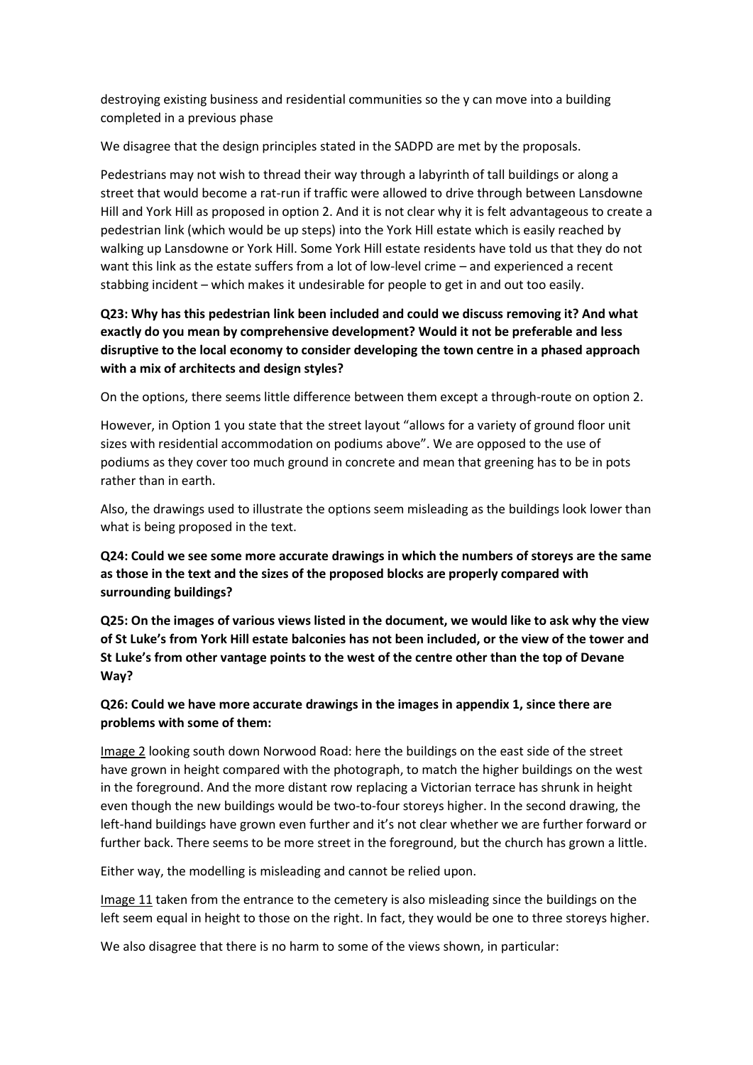destroying existing business and residential communities so the y can move into a building completed in a previous phase

We disagree that the design principles stated in the SADPD are met by the proposals.

Pedestrians may not wish to thread their way through a labyrinth of tall buildings or along a street that would become a rat-run if traffic were allowed to drive through between Lansdowne Hill and York Hill as proposed in option 2. And it is not clear why it is felt advantageous to create a pedestrian link (which would be up steps) into the York Hill estate which is easily reached by walking up Lansdowne or York Hill. Some York Hill estate residents have told us that they do not want this link as the estate suffers from a lot of low-level crime – and experienced a recent stabbing incident – which makes it undesirable for people to get in and out too easily.

**Q23: Why has this pedestrian link been included and could we discuss removing it? And what exactly do you mean by comprehensive development? Would it not be preferable and less disruptive to the local economy to consider developing the town centre in a phased approach with a mix of architects and design styles?**

On the options, there seems little difference between them except a through-route on option 2.

However, in Option 1 you state that the street layout "allows for a variety of ground floor unit sizes with residential accommodation on podiums above". We are opposed to the use of podiums as they cover too much ground in concrete and mean that greening has to be in pots rather than in earth.

Also, the drawings used to illustrate the options seem misleading as the buildings look lower than what is being proposed in the text.

**Q24: Could we see some more accurate drawings in which the numbers of storeys are the same as those in the text and the sizes of the proposed blocks are properly compared with surrounding buildings?**

**Q25: On the images of various views listed in the document, we would like to ask why the view of St Luke's from York Hill estate balconies has not been included, or the view of the tower and St Luke's from other vantage points to the west of the centre other than the top of Devane Way?**

**Q26: Could we have more accurate drawings in the images in appendix 1, since there are problems with some of them:**

<u>Image 2</u> looking south down Norwood Road: here the buildings on the east side of the street have grown in height compared with the photograph, to match the higher buildings on the west in the foreground. And the more distant row replacing a Victorian terrace has shrunk in height even though the new buildings would be two-to-four storeys higher. In the second drawing, the left-hand buildings have grown even further and it's not clear whether we are further forward or further back. There seems to be more street in the foreground, but the church has grown a little.

Either way, the modelling is misleading and cannot be relied upon.

<u>Image 11</u> taken from the entrance to the cemetery is also misleading since the buildings on the left seem equal in height to those on the right. In fact, they would be one to three storeys higher.

We also disagree that there is no harm to some of the views shown, in particular: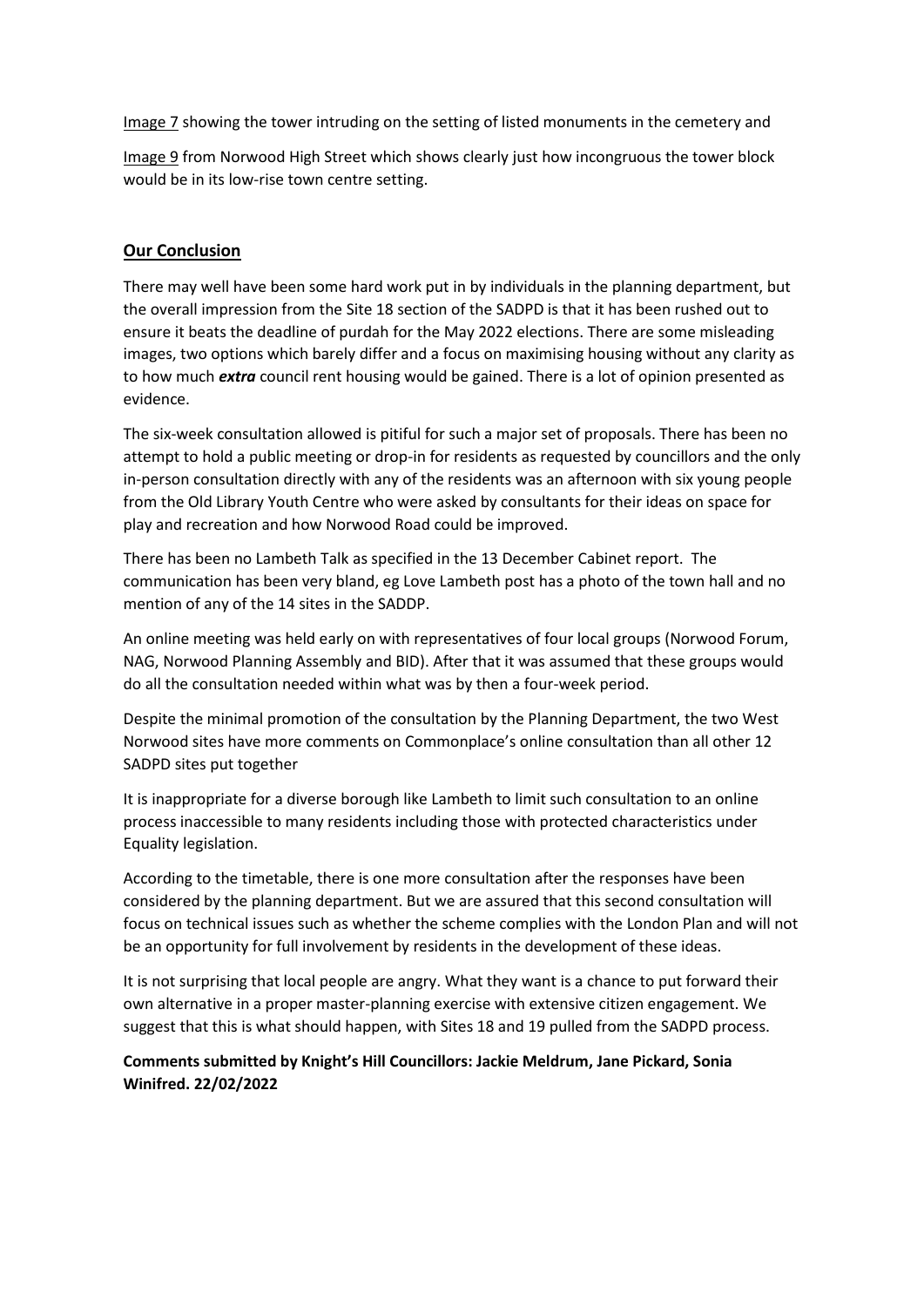Image 7 showing the tower intruding on the setting of listed monuments in the cemetery and

Image 9 from Norwood High Street which shows clearly just how incongruous the tower block would be in its low-rise town centre setting.

## Our Conclusion

There may well have been some hard work put in by individuals in the planning department, but the overall impression from the Site 18 section of the SADPD is that it has been rushed out to ensure it beats the deadline of purdah for the May 2022 elections. There are some misleading images, two options which barely differ and a focus on maximising housing without any clarity as to how much ***extra*** council rent housing would be gained. There is a lot of opinion presented as evidence.

The six-week consultation allowed is pitiful for such a major set of proposals. There has been no attempt to hold a public meeting or drop-in for residents as requested by councillors and the only in-person consultation directly with any of the residents was an afternoon with six young people from the Old Library Youth Centre who were asked by consultants for their ideas on space for play and recreation and how Norwood Road could be improved.

There has been no Lambeth Talk as specified in the 13 December Cabinet report. The communication has been very bland, eg Love Lambeth post has a photo of the town hall and no mention of any of the 14 sites in the SADDP.

An online meeting was held early on with representatives of four local groups (Norwood Forum, NAG, Norwood Planning Assembly and BID). After that it was assumed that these groups would do all the consultation needed within what was by then a four-week period.

Despite the minimal promotion of the consultation by the Planning Department, the two West Norwood sites have more comments on Commonplace's online consultation than all other 12 SADPD sites put together

It is inappropriate for a diverse borough like Lambeth to limit such consultation to an online process inaccessible to many residents including those with protected characteristics under Equality legislation.

According to the timetable, there is one more consultation after the responses have been considered by the planning department. But we are assured that this second consultation will focus on technical issues such as whether the scheme complies with the London Plan and will not be an opportunity for full involvement by residents in the development of these ideas.

It is not surprising that local people are angry. What they want is a chance to put forward their own alternative in a proper master-planning exercise with extensive citizen engagement. We suggest that this is what should happen, with Sites 18 and 19 pulled from the SADPD process.

**Comments submitted by Knight's Hill Councillors: Jackie Meldrum, Jane Pickard, Sonia Winifred. 22/02/2022**